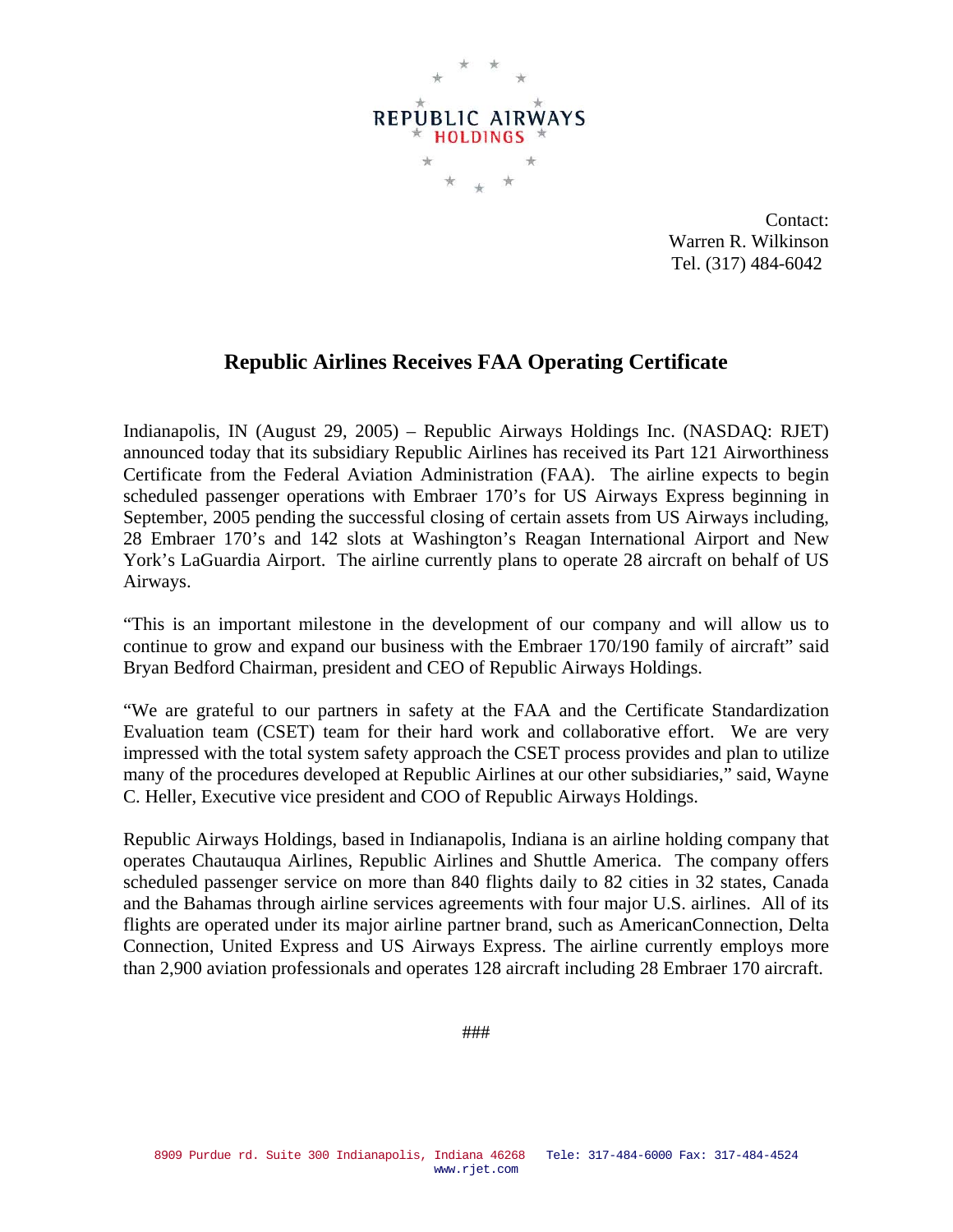REPUBLIC AIRWAYS HOLDINGS

Contact:
Warren R. Wilkinson
Tel. (317) 484-6042

# Republic Airlines Receives FAA Operating Certificate

Indianapolis, IN (August 29, 2005) – Republic Airways Holdings Inc. (NASDAQ: RJET) announced today that its subsidiary Republic Airlines has received its Part 121 Airworthiness Certificate from the Federal Aviation Administration (FAA). The airline expects to begin scheduled passenger operations with Embraer 170's for US Airways Express beginning in September, 2005 pending the successful closing of certain assets from US Airways including, 28 Embraer 170's and 142 slots at Washington's Reagan International Airport and New York's LaGuardia Airport. The airline currently plans to operate 28 aircraft on behalf of US Airways.

"This is an important milestone in the development of our company and will allow us to continue to grow and expand our business with the Embraer 170/190 family of aircraft" said Bryan Bedford Chairman, president and CEO of Republic Airways Holdings.

"We are grateful to our partners in safety at the FAA and the Certificate Standardization Evaluation team (CSET) team for their hard work and collaborative effort. We are very impressed with the total system safety approach the CSET process provides and plan to utilize many of the procedures developed at Republic Airlines at our other subsidiaries," said, Wayne C. Heller, Executive vice president and COO of Republic Airways Holdings.

Republic Airways Holdings, based in Indianapolis, Indiana is an airline holding company that operates Chautauqua Airlines, Republic Airlines and Shuttle America. The company offers scheduled passenger service on more than 840 flights daily to 82 cities in 32 states, Canada and the Bahamas through airline services agreements with four major U.S. airlines. All of its flights are operated under its major airline partner brand, such as AmericanConnection, Delta Connection, United Express and US Airways Express. The airline currently employs more than 2,900 aviation professionals and operates 128 aircraft including 28 Embraer 170 aircraft.

###

8909 Purdue rd. Suite 300 Indianapolis, Indiana 46268 Tele: 317-484-6000 Fax: 317-484-4524
www.rjet.com